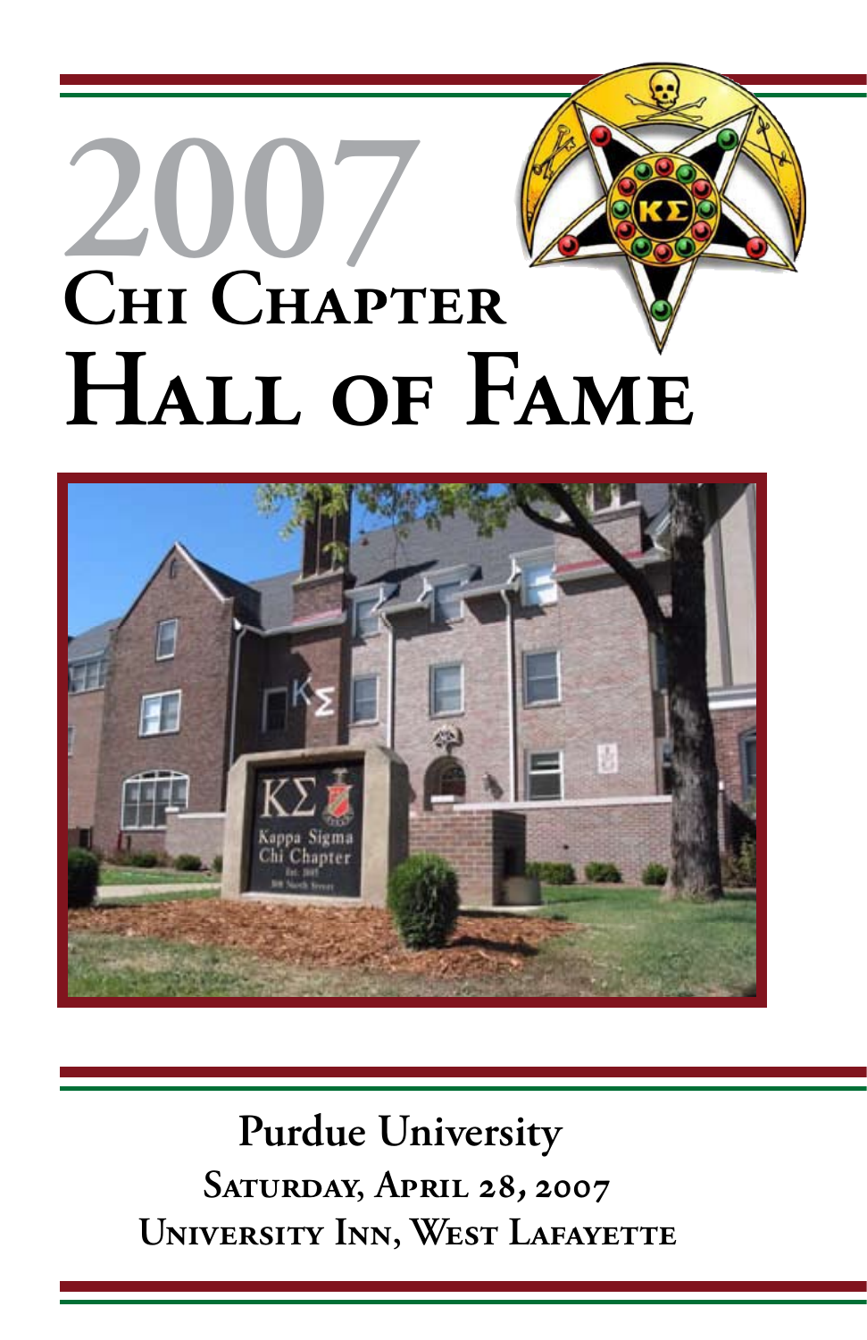# 2007 Chi Chapter Hall of Fame

Purdue University

Saturday, April 28, 2007

University Inn, West Lafayette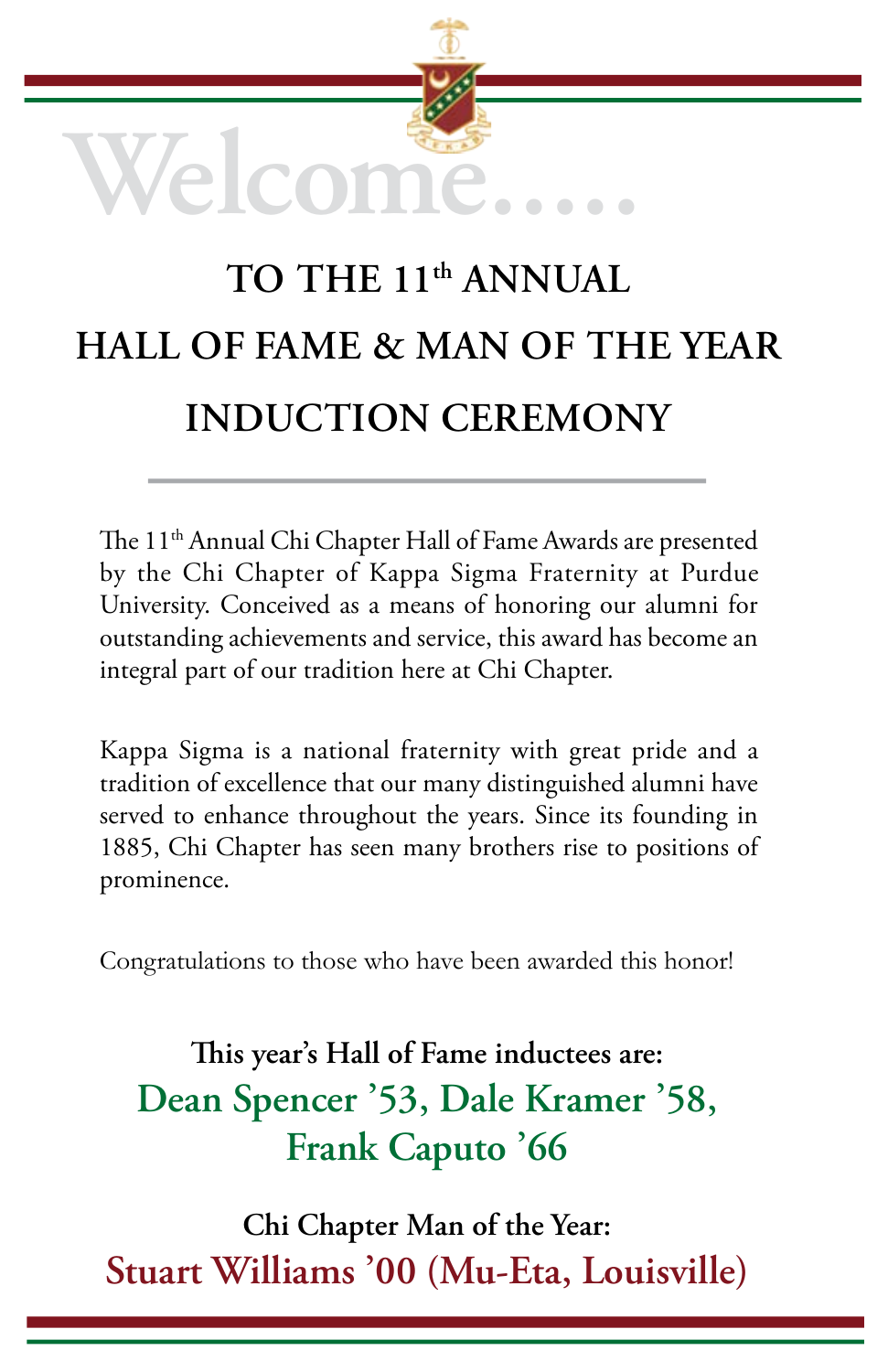# Welcome.....

## TO THE 11th ANNUAL HALL OF FAME & MAN OF THE YEAR INDUCTION CEREMONY

The 11th Annual Chi Chapter Hall of Fame Awards are presented by the Chi Chapter of Kappa Sigma Fraternity at Purdue University. Conceived as a means of honoring our alumni for outstanding achievements and service, this award has become an integral part of our tradition here at Chi Chapter.

Kappa Sigma is a national fraternity with great pride and a tradition of excellence that our many distinguished alumni have served to enhance throughout the years. Since its founding in 1885, Chi Chapter has seen many brothers rise to positions of prominence.

Congratulations to those who have been awarded this honor!

**This year's Hall of Fame inductees are:**

**Dean Spencer '53, Dale Kramer '58, Frank Caputo '66**

**Chi Chapter Man of the Year:**

**Stuart Williams '00 (Mu-Eta, Louisville)**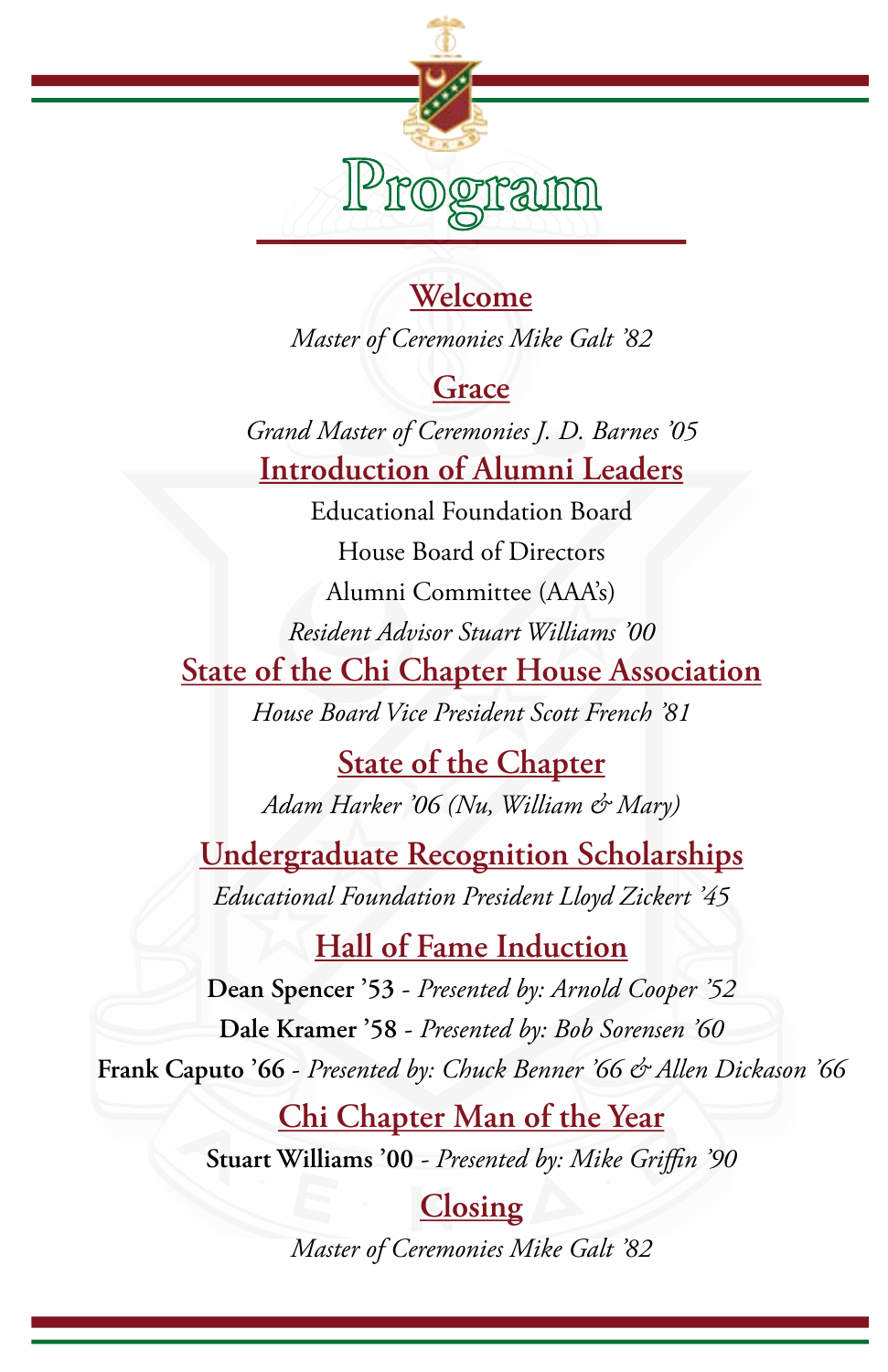# Program

## Welcome

*Master of Ceremonies Mike Galt '82*

## Grace

*Grand Master of Ceremonies J. D. Barnes '05*

## Introduction of Alumni Leaders

Educational Foundation Board

House Board of Directors

Alumni Committee (AAA's)

*Resident Advisor Stuart Williams '00*

## State of the Chi Chapter House Association

*House Board Vice President Scott French '81*

## State of the Chapter

*Adam Harker '06 (Nu, William & Mary)*

## Undergraduate Recognition Scholarships

*Educational Foundation President Lloyd Zickert '45*

## Hall of Fame Induction

**Dean Spencer '53** - *Presented by: Arnold Cooper '52*

**Dale Kramer '58** - *Presented by: Bob Sorensen '60*

**Frank Caputo '66** - *Presented by: Chuck Benner '66 & Allen Dickason '66*

## Chi Chapter Man of the Year

**Stuart Williams '00** - *Presented by: Mike Griffin '90*

## Closing

*Master of Ceremonies Mike Galt '82*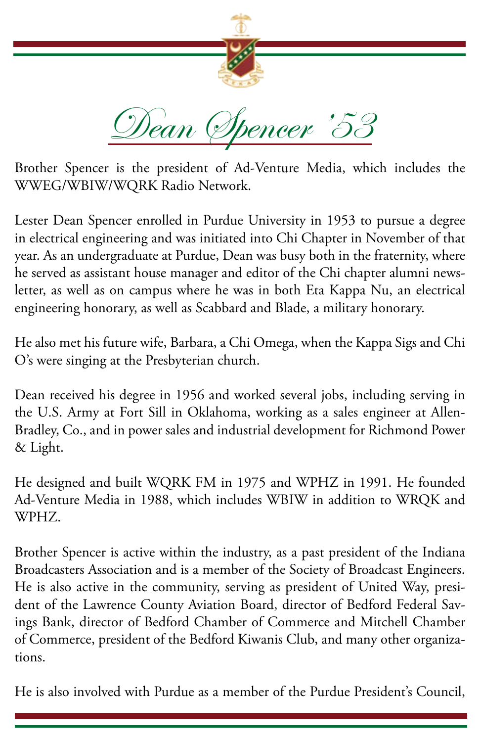# Dean Spencer '53

Brother Spencer is the president of Ad-Venture Media, which includes the WWEG/WBIW/WQRK Radio Network.

Lester Dean Spencer enrolled in Purdue University in 1953 to pursue a degree in electrical engineering and was initiated into Chi Chapter in November of that year. As an undergraduate at Purdue, Dean was busy both in the fraternity, where he served as assistant house manager and editor of the Chi chapter alumni newsletter, as well as on campus where he was in both Eta Kappa Nu, an electrical engineering honorary, as well as Scabbard and Blade, a military honorary.

He also met his future wife, Barbara, a Chi Omega, when the Kappa Sigs and Chi O's were singing at the Presbyterian church.

Dean received his degree in 1956 and worked several jobs, including serving in the U.S. Army at Fort Sill in Oklahoma, working as a sales engineer at Allen-Bradley, Co., and in power sales and industrial development for Richmond Power & Light.

He designed and built WQRK FM in 1975 and WPHZ in 1991. He founded Ad-Venture Media in 1988, which includes WBIW in addition to WRQK and WPHZ.

Brother Spencer is active within the industry, as a past president of the Indiana Broadcasters Association and is a member of the Society of Broadcast Engineers. He is also active in the community, serving as president of United Way, president of the Lawrence County Aviation Board, director of Bedford Federal Savings Bank, director of Bedford Chamber of Commerce and Mitchell Chamber of Commerce, president of the Bedford Kiwanis Club, and many other organizations.

He is also involved with Purdue as a member of the Purdue President's Council,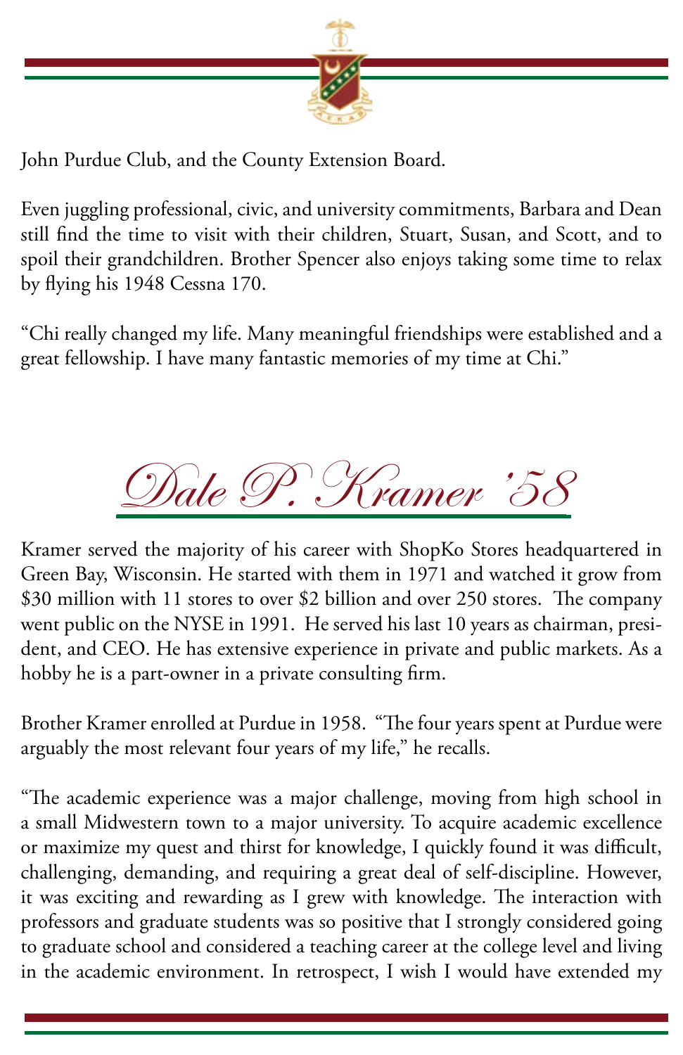John Purdue Club, and the County Extension Board.

Even juggling professional, civic, and university commitments, Barbara and Dean still find the time to visit with their children, Stuart, Susan, and Scott, and to spoil their grandchildren. Brother Spencer also enjoys taking some time to relax by flying his 1948 Cessna 170.

"Chi really changed my life. Many meaningful friendships were established and a great fellowship. I have many fantastic memories of my time at Chi."

## Dale P. Kramer '58

Kramer served the majority of his career with ShopKo Stores headquartered in Green Bay, Wisconsin. He started with them in 1971 and watched it grow from $30 million with 11 stores to over $2 billion and over 250 stores. The company went public on the NYSE in 1991. He served his last 10 years as chairman, president, and CEO. He has extensive experience in private and public markets. As a hobby he is a part-owner in a private consulting firm.

Brother Kramer enrolled at Purdue in 1958. "The four years spent at Purdue were arguably the most relevant four years of my life," he recalls.

"The academic experience was a major challenge, moving from high school in a small Midwestern town to a major university. To acquire academic excellence or maximize my quest and thirst for knowledge, I quickly found it was difficult, challenging, demanding, and requiring a great deal of self-discipline. However, it was exciting and rewarding as I grew with knowledge. The interaction with professors and graduate students was so positive that I strongly considered going to graduate school and considered a teaching career at the college level and living in the academic environment. In retrospect, I wish I would have extended my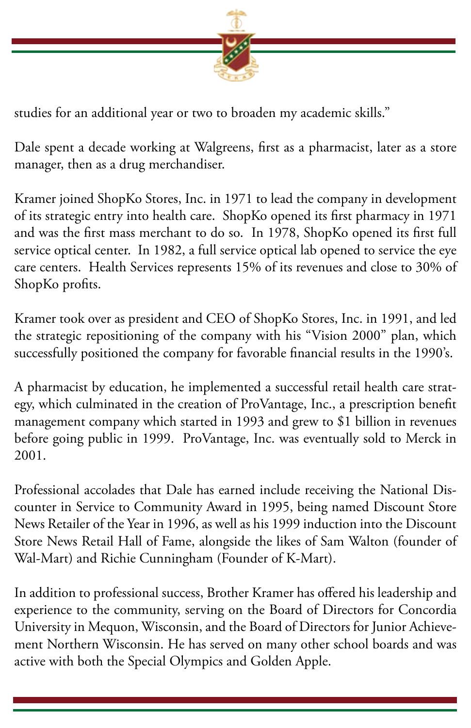studies for an additional year or two to broaden my academic skills."

Dale spent a decade working at Walgreens, first as a pharmacist, later as a store manager, then as a drug merchandiser.

Kramer joined ShopKo Stores, Inc. in 1971 to lead the company in development of its strategic entry into health care. ShopKo opened its first pharmacy in 1971 and was the first mass merchant to do so. In 1978, ShopKo opened its first full service optical center. In 1982, a full service optical lab opened to service the eye care centers. Health Services represents 15% of its revenues and close to 30% of ShopKo profits.

Kramer took over as president and CEO of ShopKo Stores, Inc. in 1991, and led the strategic repositioning of the company with his "Vision 2000" plan, which successfully positioned the company for favorable financial results in the 1990's.

A pharmacist by education, he implemented a successful retail health care strategy, which culminated in the creation of ProVantage, Inc., a prescription benefit management company which started in 1993 and grew to $1 billion in revenues before going public in 1999. ProVantage, Inc. was eventually sold to Merck in 2001.

Professional accolades that Dale has earned include receiving the National Discounter in Service to Community Award in 1995, being named Discount Store News Retailer of the Year in 1996, as well as his 1999 induction into the Discount Store News Retail Hall of Fame, alongside the likes of Sam Walton (founder of Wal-Mart) and Richie Cunningham (Founder of K-Mart).

In addition to professional success, Brother Kramer has offered his leadership and experience to the community, serving on the Board of Directors for Concordia University in Mequon, Wisconsin, and the Board of Directors for Junior Achievement Northern Wisconsin. He has served on many other school boards and was active with both the Special Olympics and Golden Apple.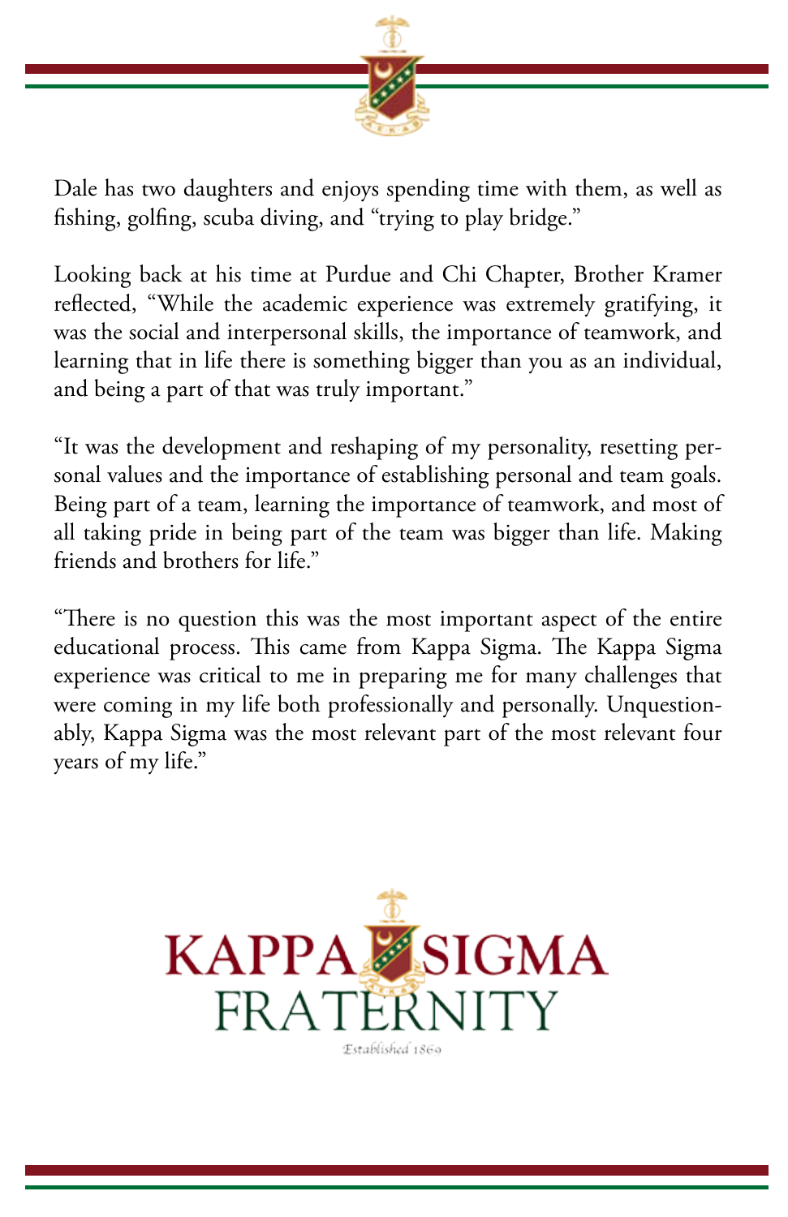Dale has two daughters and enjoys spending time with them, as well as fishing, golfing, scuba diving, and "trying to play bridge."

Looking back at his time at Purdue and Chi Chapter, Brother Kramer reflected, "While the academic experience was extremely gratifying, it was the social and interpersonal skills, the importance of teamwork, and learning that in life there is something bigger than you as an individual, and being a part of that was truly important."

"It was the development and reshaping of my personality, resetting personal values and the importance of establishing personal and team goals. Being part of a team, learning the importance of teamwork, and most of all taking pride in being part of the team was bigger than life. Making friends and brothers for life."

"There is no question this was the most important aspect of the entire educational process. This came from Kappa Sigma. The Kappa Sigma experience was critical to me in preparing me for many challenges that were coming in my life both professionally and personally. Unquestionably, Kappa Sigma was the most relevant part of the most relevant four years of my life."

KAPPA SIGMA
FRATERNITY
Established 1869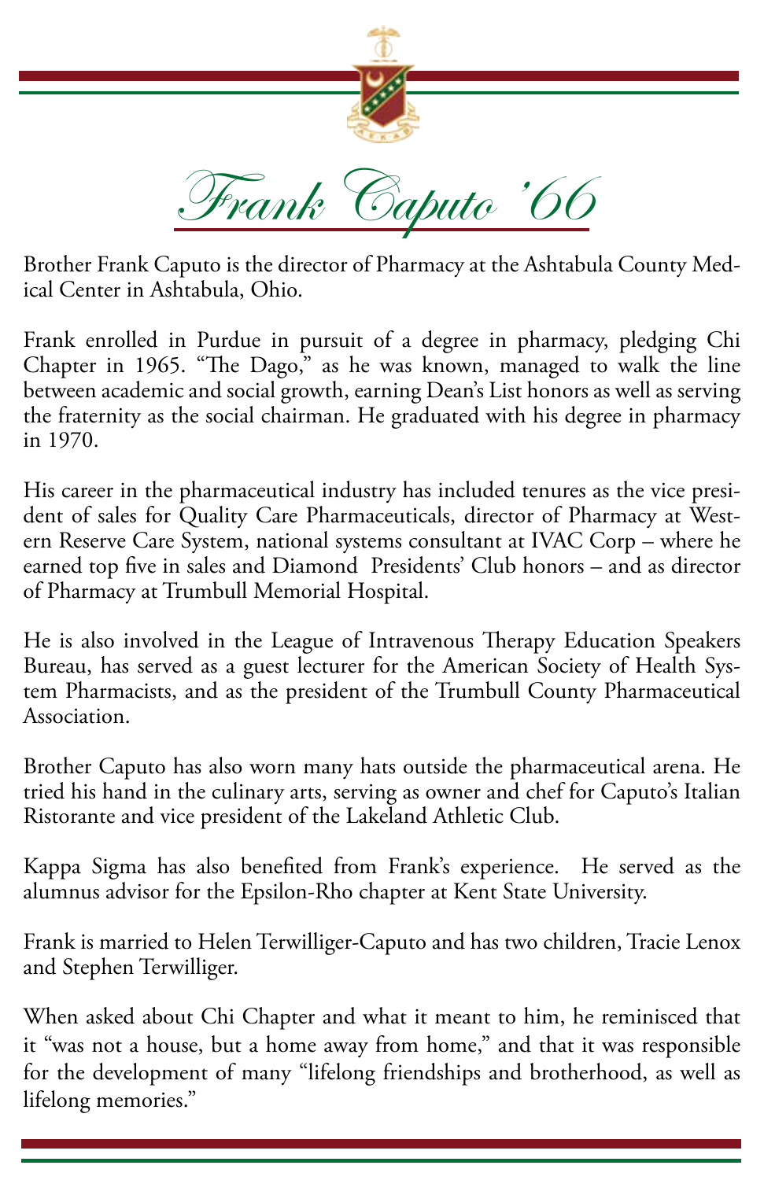# Frank Caputo '66

Brother Frank Caputo is the director of Pharmacy at the Ashtabula County Medical Center in Ashtabula, Ohio.

Frank enrolled in Purdue in pursuit of a degree in pharmacy, pledging Chi Chapter in 1965. "The Dago," as he was known, managed to walk the line between academic and social growth, earning Dean's List honors as well as serving the fraternity as the social chairman. He graduated with his degree in pharmacy in 1970.

His career in the pharmaceutical industry has included tenures as the vice president of sales for Quality Care Pharmaceuticals, director of Pharmacy at Western Reserve Care System, national systems consultant at IVAC Corp – where he earned top five in sales and Diamond Presidents' Club honors – and as director of Pharmacy at Trumbull Memorial Hospital.

He is also involved in the League of Intravenous Therapy Education Speakers Bureau, has served as a guest lecturer for the American Society of Health System Pharmacists, and as the president of the Trumbull County Pharmaceutical Association.

Brother Caputo has also worn many hats outside the pharmaceutical arena. He tried his hand in the culinary arts, serving as owner and chef for Caputo's Italian Ristorante and vice president of the Lakeland Athletic Club.

Kappa Sigma has also benefited from Frank's experience. He served as the alumnus advisor for the Epsilon-Rho chapter at Kent State University.

Frank is married to Helen Terwilliger-Caputo and has two children, Tracie Lenox and Stephen Terwilliger.

When asked about Chi Chapter and what it meant to him, he reminisced that it "was not a house, but a home away from home," and that it was responsible for the development of many "lifelong friendships and brotherhood, as well as lifelong memories."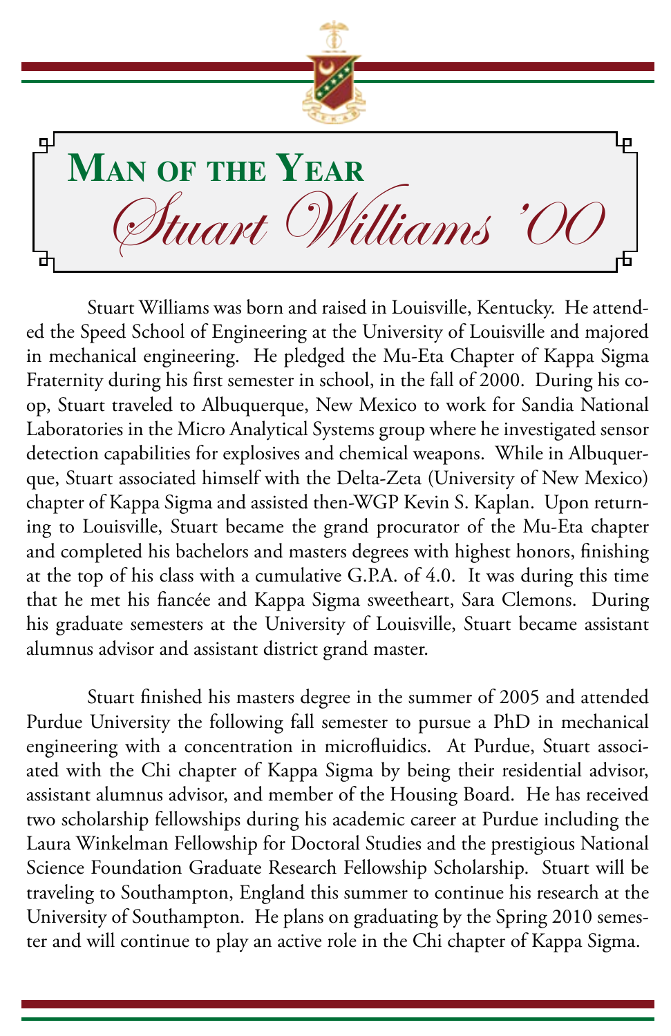# Man of the Year

## *Stuart Williams '00*

Stuart Williams was born and raised in Louisville, Kentucky. He attended the Speed School of Engineering at the University of Louisville and majored in mechanical engineering. He pledged the Mu-Eta Chapter of Kappa Sigma Fraternity during his first semester in school, in the fall of 2000. During his co-op, Stuart traveled to Albuquerque, New Mexico to work for Sandia National Laboratories in the Micro Analytical Systems group where he investigated sensor detection capabilities for explosives and chemical weapons. While in Albuquerque, Stuart associated himself with the Delta-Zeta (University of New Mexico) chapter of Kappa Sigma and assisted then-WGP Kevin S. Kaplan. Upon returning to Louisville, Stuart became the grand procurator of the Mu-Eta chapter and completed his bachelors and masters degrees with highest honors, finishing at the top of his class with a cumulative G.P.A. of 4.0. It was during this time that he met his fiancée and Kappa Sigma sweetheart, Sara Clemons. During his graduate semesters at the University of Louisville, Stuart became assistant alumnus advisor and assistant district grand master.

Stuart finished his masters degree in the summer of 2005 and attended Purdue University the following fall semester to pursue a PhD in mechanical engineering with a concentration in microfluidics. At Purdue, Stuart associated with the Chi chapter of Kappa Sigma by being their residential advisor, assistant alumnus advisor, and member of the Housing Board. He has received two scholarship fellowships during his academic career at Purdue including the Laura Winkelman Fellowship for Doctoral Studies and the prestigious National Science Foundation Graduate Research Fellowship Scholarship. Stuart will be traveling to Southampton, England this summer to continue his research at the University of Southampton. He plans on graduating by the Spring 2010 semester and will continue to play an active role in the Chi chapter of Kappa Sigma.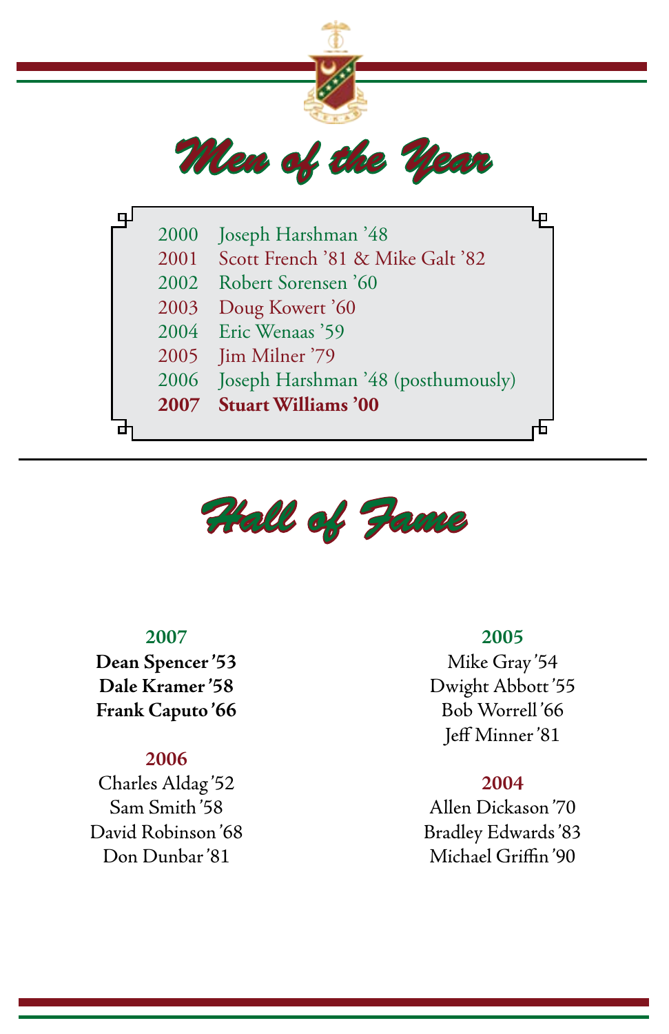# Men of the Year

2000 Joseph Harshman ’48
2001 Scott French ’81 & Mike Galt ’82
2002 Robert Sorensen ’60
2003 Doug Kowert ’60
2004 Eric Wenaas ’59
2005 Jim Milner ’79
2006 Joseph Harshman ’48 (posthumously)
**2007 Stuart Williams ’00**

# Hall of Fame

### 2007

**Dean Spencer ’53**
**Dale Kramer ’58**
**Frank Caputo ’66**

### 2006

Charles Aldag ’52
Sam Smith ’58
David Robinson ’68
Don Dunbar ’81

### 2005

Mike Gray ’54
Dwight Abbott ’55
Bob Worrell ’66
Jeff Minner ’81

### 2004

Allen Dickason ’70
Bradley Edwards ’83
Michael Griffin ’90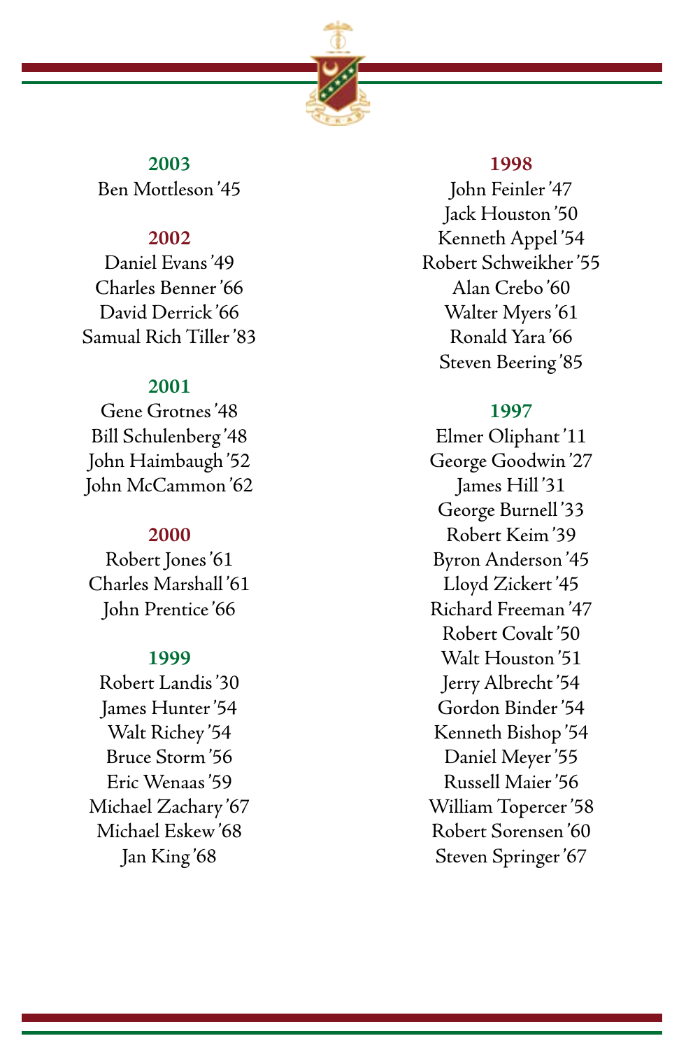## 2003

Ben Mottleson '45

## 2002

Daniel Evans '49
Charles Benner '66
David Derrick '66
Samual Rich Tiller '83

## 2001

Gene Grotnes '48
Bill Schulenberg '48
John Haimbaugh '52
John McCammon '62

## 2000

Robert Jones '61
Charles Marshall '61
John Prentice '66

## 1999

Robert Landis '30
James Hunter '54
Walt Richey '54
Bruce Storm '56
Eric Wenaas '59
Michael Zachary '67
Michael Eskew '68
Jan King '68

## 1998

John Feinler '47
Jack Houston '50
Kenneth Appel '54
Robert Schweikher '55
Alan Crebo '60
Walter Myers '61
Ronald Yara '66
Steven Beering '85

## 1997

Elmer Oliphant '11
George Goodwin '27
James Hill '31
George Burnell '33
Robert Keim '39
Byron Anderson '45
Lloyd Zickert '45
Richard Freeman '47
Robert Covalt '50
Walt Houston '51
Jerry Albrecht '54
Gordon Binder '54
Kenneth Bishop '54
Daniel Meyer '55
Russell Maier '56
William Topercer '58
Robert Sorensen '60
Steven Springer '67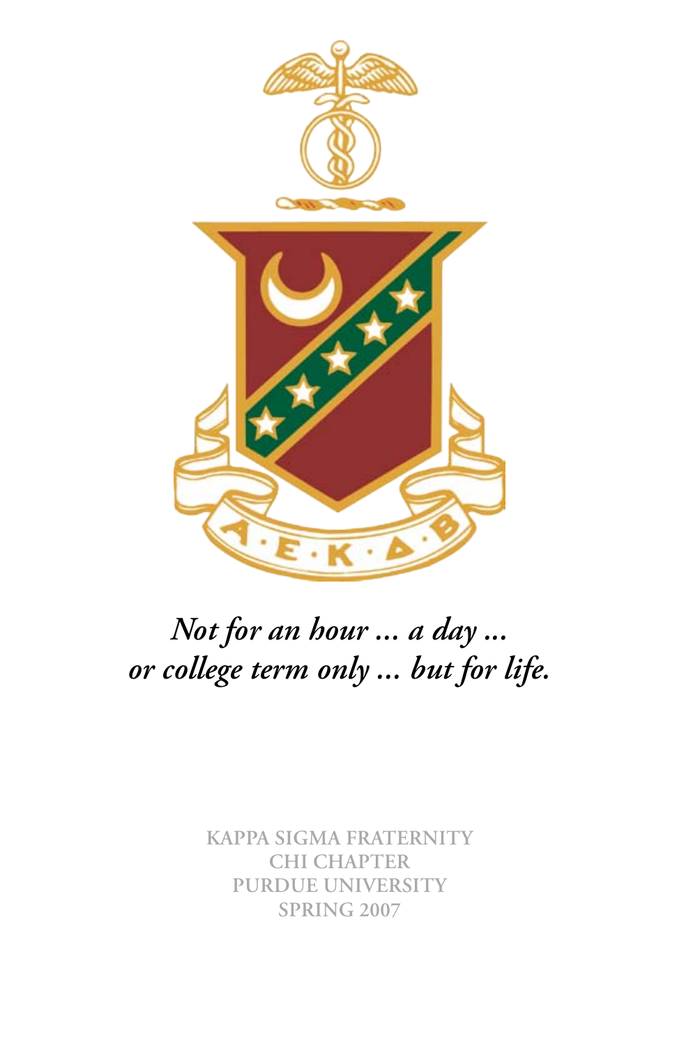*Not for an hour ... a day ...*
*or college term only ... but for life.*

KAPPA SIGMA FRATERNITY
CHI CHAPTER
PURDUE UNIVERSITY
SPRING 2007